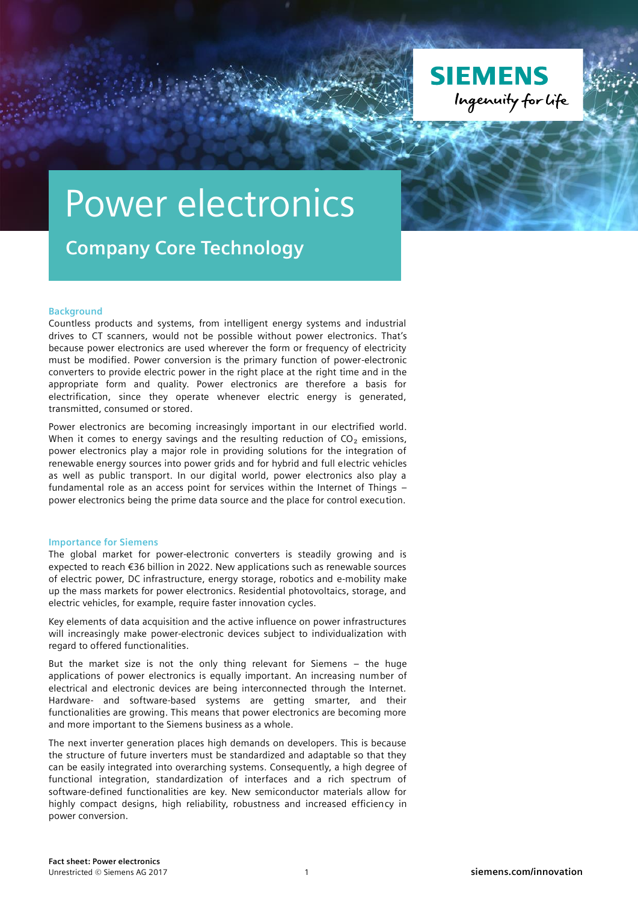# Power electronics

## Company Core Technology

### Background

Countless products and systems, from intelligent energy systems and industrial drives to CT scanners, would not be possible without power electronics. That's because power electronics are used wherever the form or frequency of electricity must be modified. Power conversion is the primary function of power-electronic converters to provide electric power in the right place at the right time and in the appropriate form and quality. Power electronics are therefore a basis for electrification, since they operate whenever electric energy is generated, transmitted, consumed or stored.

Power electronics are becoming increasingly important in our electrified world. When it comes to energy savings and the resulting reduction of $CO_2$ emissions, power electronics play a major role in providing solutions for the integration of renewable energy sources into power grids and for hybrid and full electric vehicles as well as public transport. In our digital world, power electronics also play a fundamental role as an access point for services within the Internet of Things – power electronics being the prime data source and the place for control execution.

### Importance for Siemens

The global market for power-electronic converters is steadily growing and is expected to reach €36 billion in 2022. New applications such as renewable sources of electric power, DC infrastructure, energy storage, robotics and e-mobility make up the mass markets for power electronics. Residential photovoltaics, storage, and electric vehicles, for example, require faster innovation cycles.

Key elements of data acquisition and the active influence on power infrastructures will increasingly make power-electronic devices subject to individualization with regard to offered functionalities.

But the market size is not the only thing relevant for Siemens – the huge applications of power electronics is equally important. An increasing number of electrical and electronic devices are being interconnected through the Internet. Hardware- and software-based systems are getting smarter, and their functionalities are growing. This means that power electronics are becoming more and more important to the Siemens business as a whole.

The next inverter generation places high demands on developers. This is because the structure of future inverters must be standardized and adaptable so that they can be easily integrated into overarching systems. Consequently, a high degree of functional integration, standardization of interfaces and a rich spectrum of software-defined functionalities are key. New semiconductor materials allow for highly compact designs, high reliability, robustness and increased efficiency in power conversion.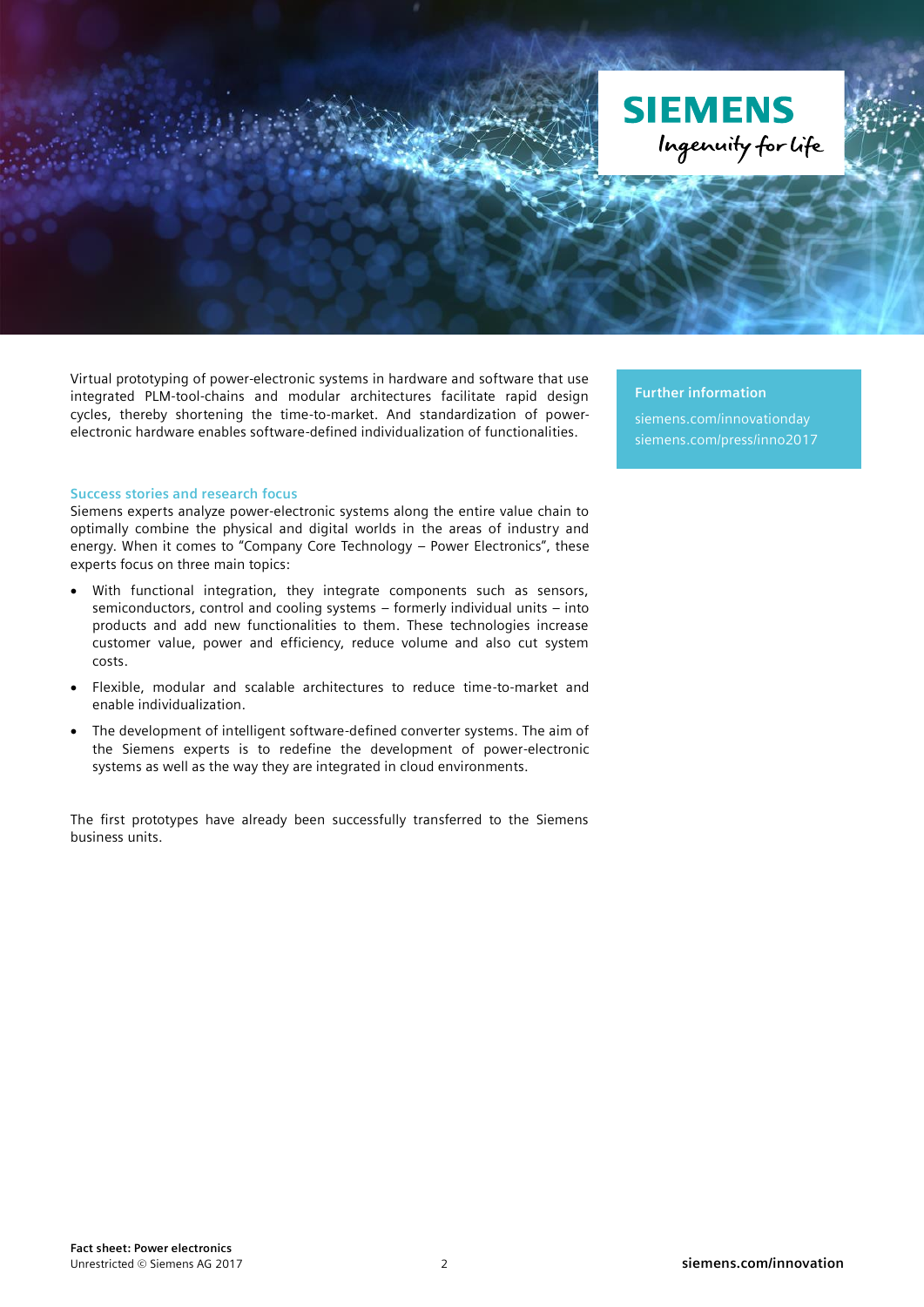Virtual prototyping of power-electronic systems in hardware and software that use integrated PLM-tool-chains and modular architectures facilitate rapid design cycles, thereby shortening the time-to-market. And standardization of power-electronic hardware enables software-defined individualization of functionalities.

### Success stories and research focus

Siemens experts analyze power-electronic systems along the entire value chain to optimally combine the physical and digital worlds in the areas of industry and energy. When it comes to "Company Core Technology – Power Electronics", these experts focus on three main topics:

- With functional integration, they integrate components such as sensors, semiconductors, control and cooling systems – formerly individual units – into products and add new functionalities to them. These technologies increase customer value, power and efficiency, reduce volume and also cut system costs.
- Flexible, modular and scalable architectures to reduce time-to-market and enable individualization.
- The development of intelligent software-defined converter systems. The aim of the Siemens experts is to redefine the development of power-electronic systems as well as the way they are integrated in cloud environments.

The first prototypes have already been successfully transferred to the Siemens business units.

**Further information**

siemens.com/innovationday
siemens.com/press/inno2017